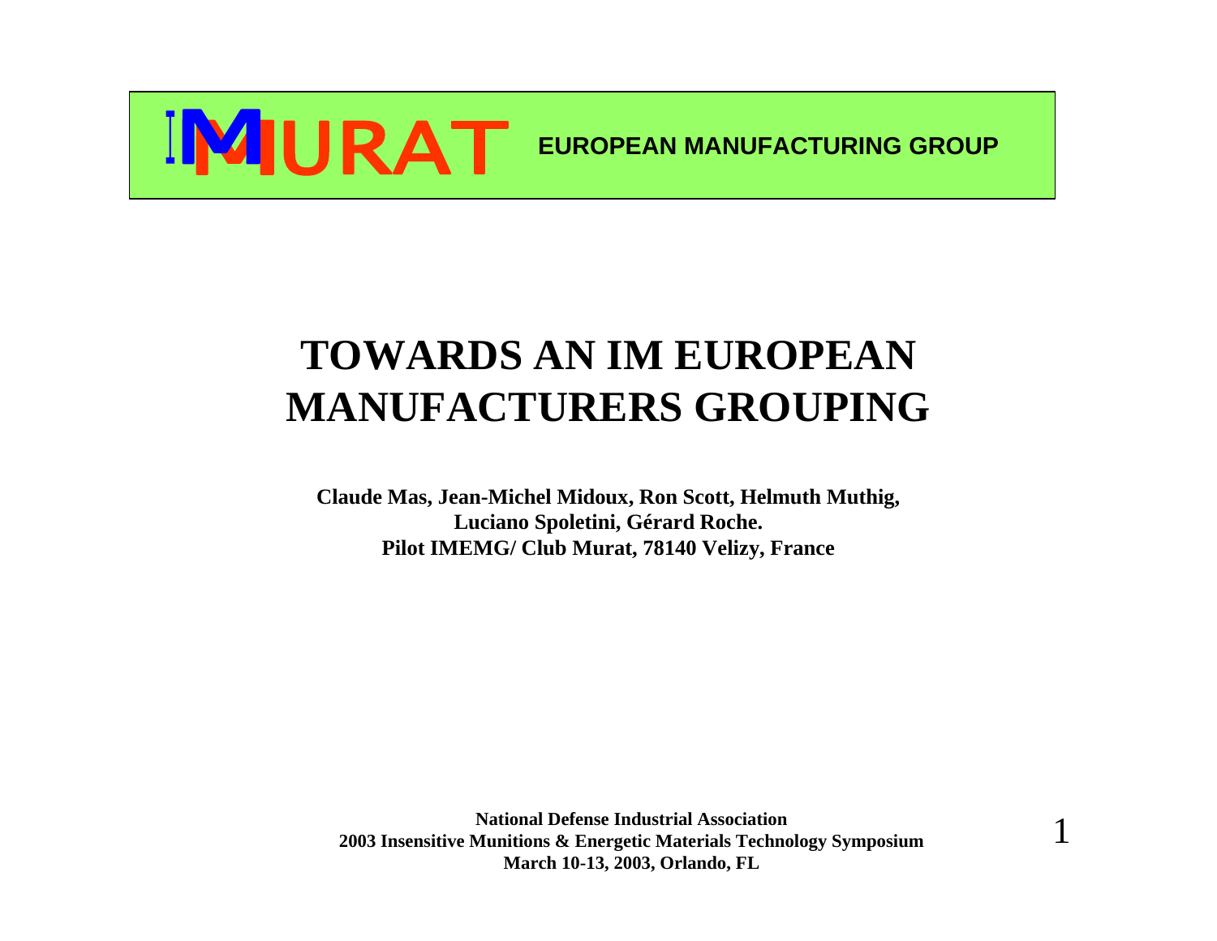**IMURAT** EUROPEAN MANUFACTURING GROUP

# TOWARDS AN IM EUROPEAN MANUFACTURERS GROUPING

**Claude Mas, Jean-Michel Midoux, Ron Scott, Helmuth Muthig, Luciano Spoletini, Gérard Roche.**
**Pilot IMEMG/ Club Murat, 78140 Velizy, France**

**National Defense Industrial Association**
**2003 Insensitive Munitions & Energetic Materials Technology Symposium**
**March 10-13, 2003, Orlando, FL**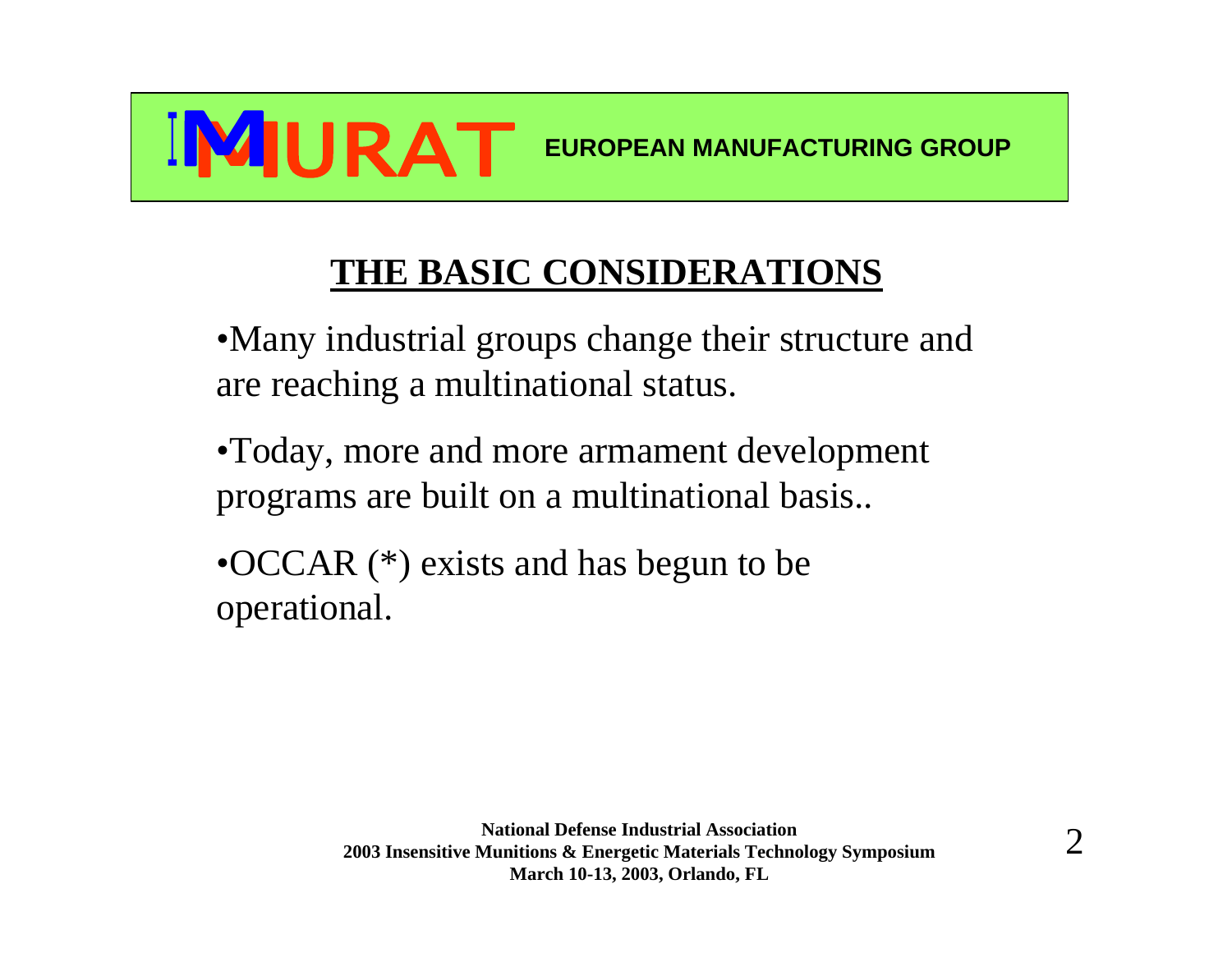**IMURAT** EUROPEAN MANUFACTURING GROUP

## THE BASIC CONSIDERATIONS

- Many industrial groups change their structure and are reaching a multinational status.
- Today, more and more armament development programs are built on a multinational basis..
- OCCAR (*) exists and has begun to be operational.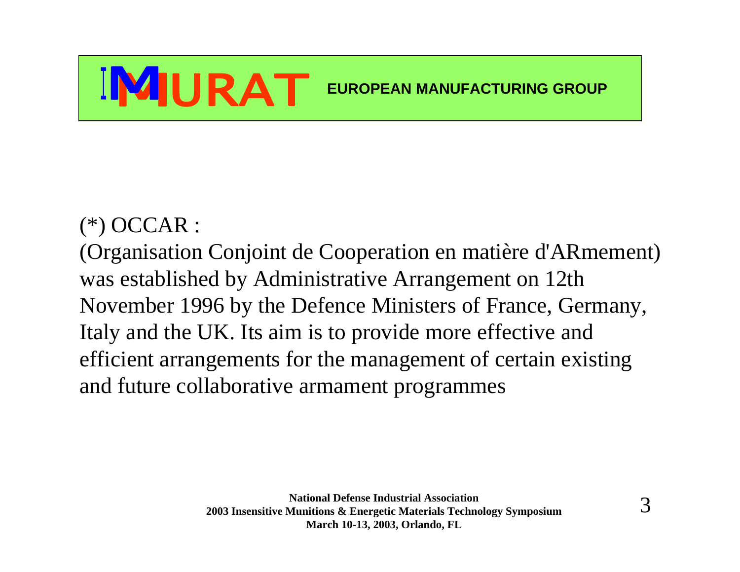# IMURAT EUROPEAN MANUFACTURING GROUP

(*) OCCAR :

(Organisation Conjoint de Cooperation en matière d'ARmement) was established by Administrative Arrangement on 12th November 1996 by the Defence Ministers of France, Germany, Italy and the UK. Its aim is to provide more effective and efficient arrangements for the management of certain existing and future collaborative armament programmes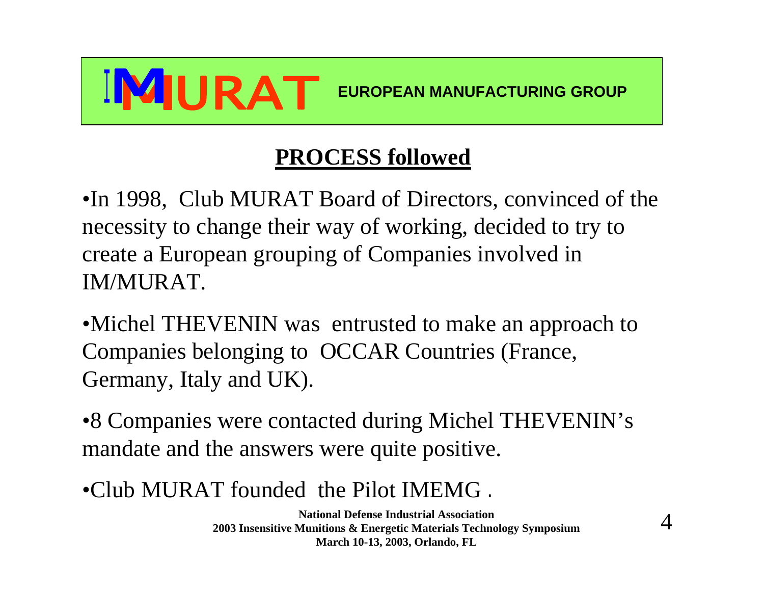IMURAT EUROPEAN MANUFACTURING GROUP

## PROCESS followed

- In 1998, Club MURAT Board of Directors, convinced of the necessity to change their way of working, decided to try to create a European grouping of Companies involved in IM/MURAT.
- Michel THEVENIN was entrusted to make an approach to Companies belonging to OCCAR Countries (France, Germany, Italy and UK).
- 8 Companies were contacted during Michel THEVENIN's mandate and the answers were quite positive.
- Club MURAT founded the Pilot IMEMG .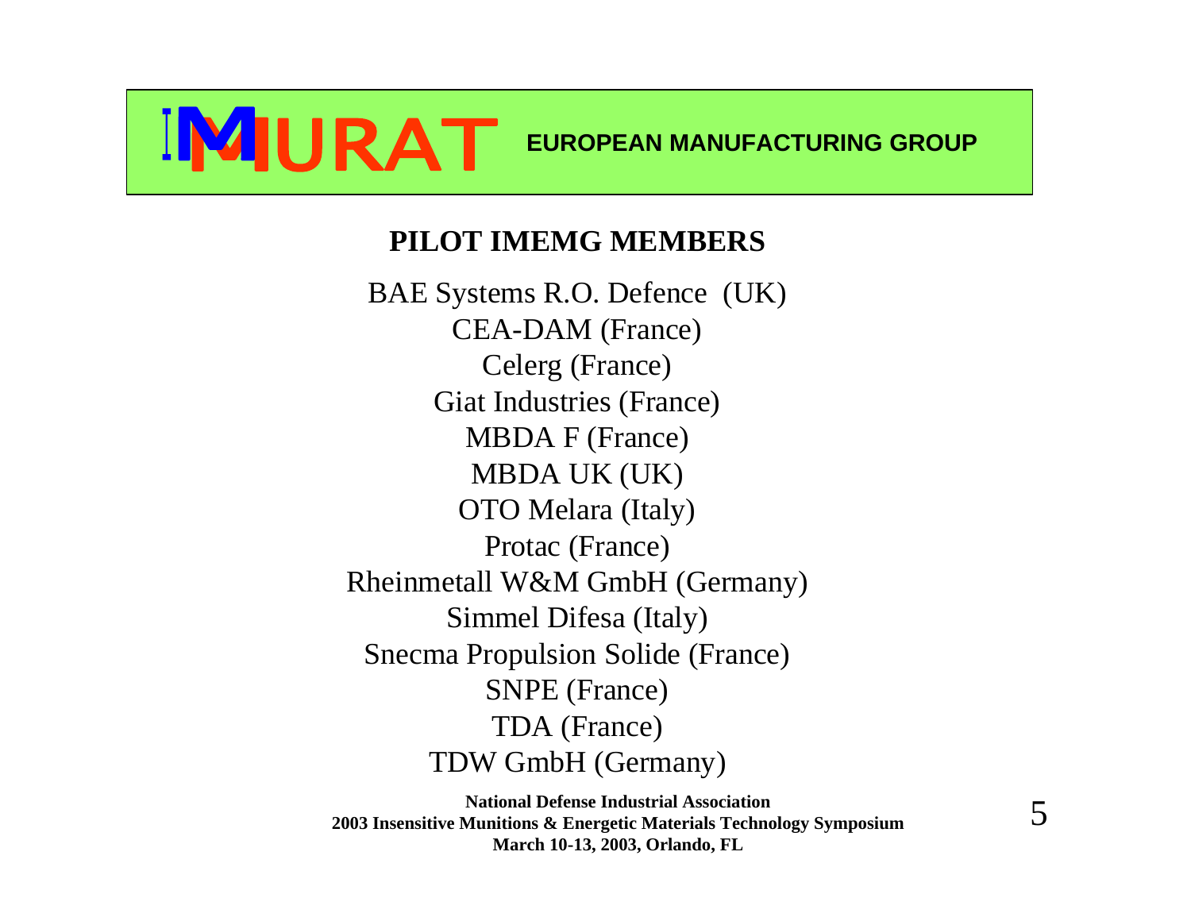# IMMURAT EUROPEAN MANUFACTURING GROUP

## PILOT IMEMG MEMBERS

BAE Systems R.O. Defence (UK)
CEA-DAM (France)
Celerg (France)
Giat Industries (France)
MBDA F (France)
MBDA UK (UK)
OTO Melara (Italy)
Protac (France)
Rheinmetall W&M GmbH (Germany)
Simmel Difesa (Italy)
Snecma Propulsion Solide (France)
SNPE (France)
TDA (France)
TDW GmbH (Germany)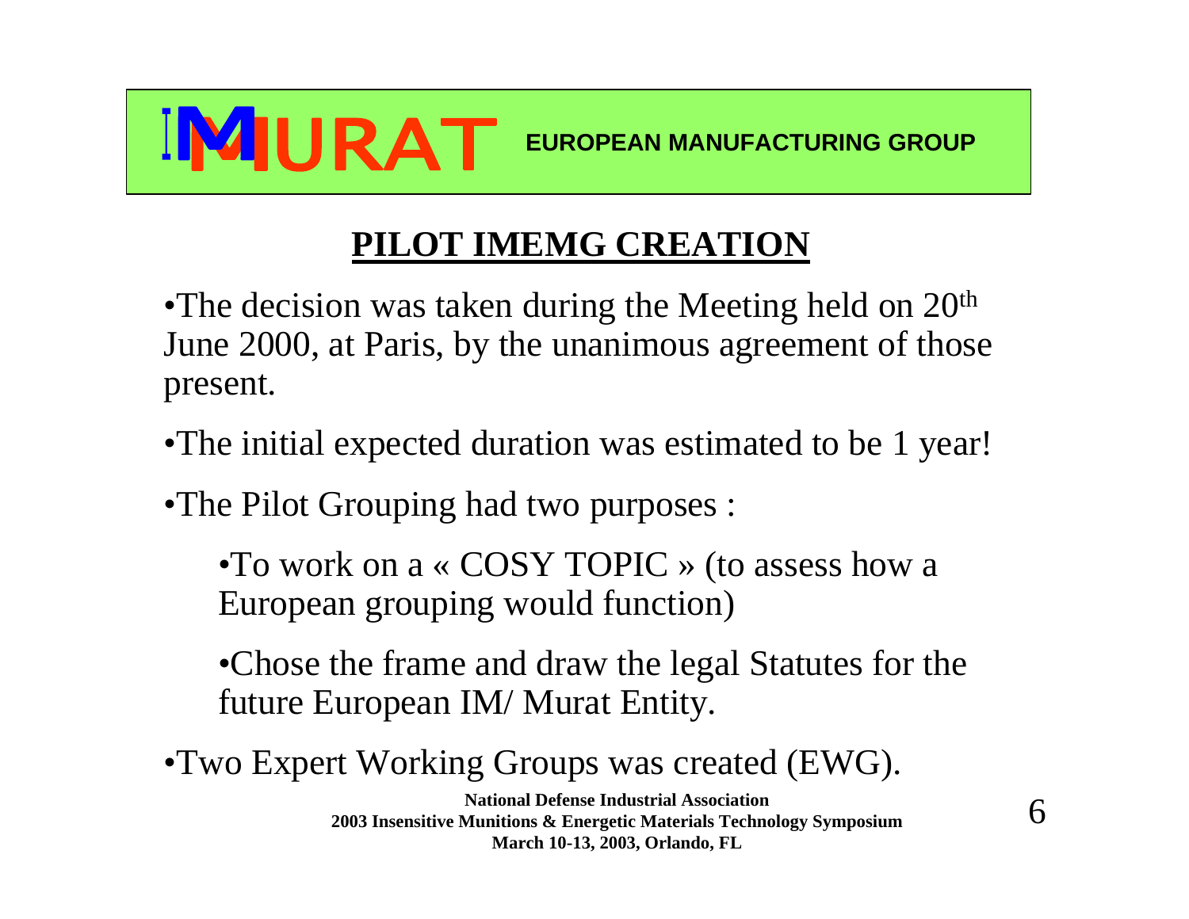IMURAT EUROPEAN MANUFACTURING GROUP

## PILOT IMEMG CREATION

- The decision was taken during the Meeting held on 20th June 2000, at Paris, by the unanimous agreement of those present.
- The initial expected duration was estimated to be 1 year!
- The Pilot Grouping had two purposes :
  - To work on a « COSY TOPIC » (to assess how a European grouping would function)
  - Chose the frame and draw the legal Statutes for the future European IM/ Murat Entity.
- Two Expert Working Groups was created (EWG).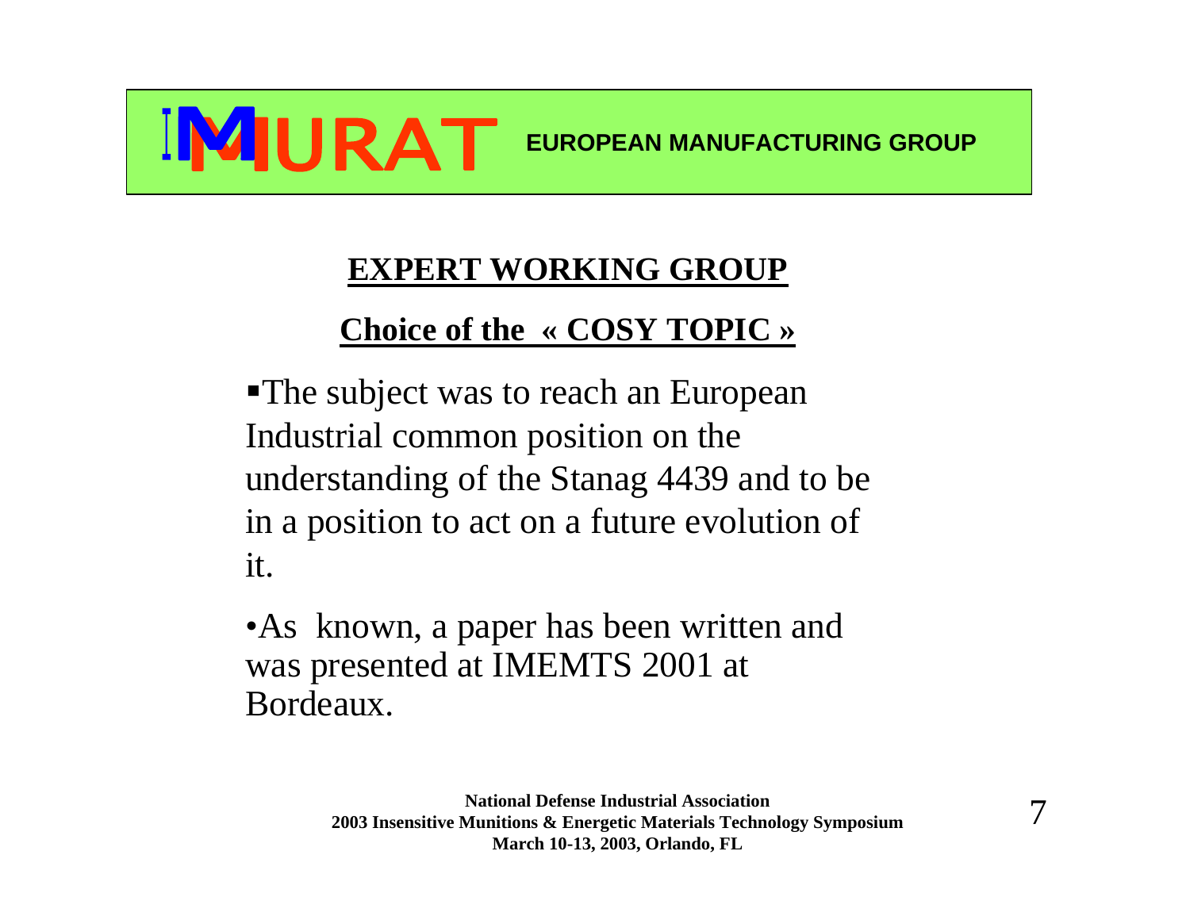# IMURAT

**EUROPEAN MANUFACTURING GROUP**

## EXPERT WORKING GROUP

### Choice of the « COSY TOPIC »

- The subject was to reach an European Industrial common position on the understanding of the Stanag 4439 and to be in a position to act on a future evolution of it.

- As known, a paper has been written and was presented at IMEMTS 2001 at Bordeaux.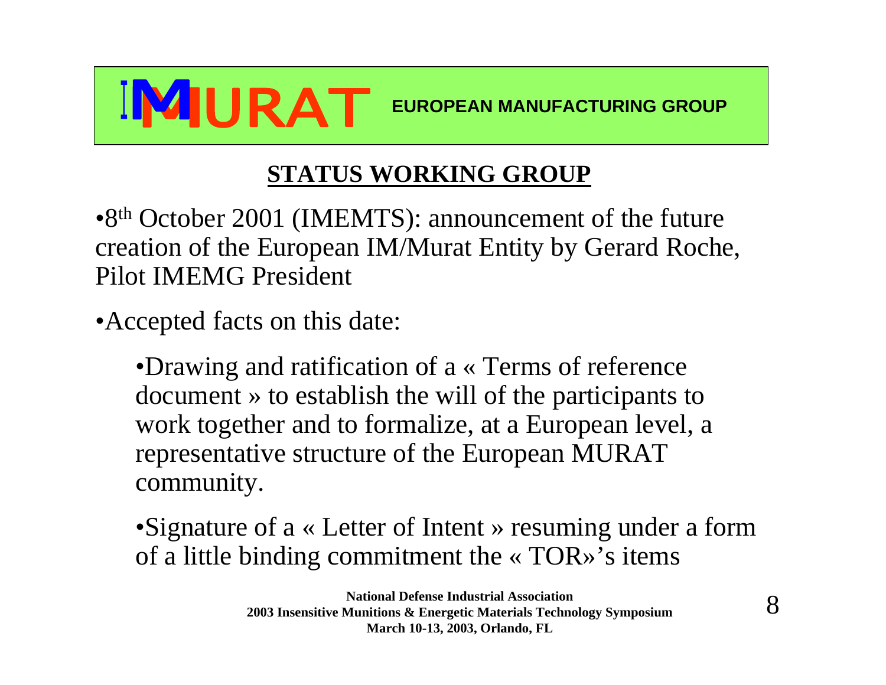IMURAT **EUROPEAN MANUFACTURING GROUP**

## STATUS WORKING GROUP

- 8th October 2001 (IMEMTS): announcement of the future creation of the European IM/Murat Entity by Gerard Roche, Pilot IMEMG President
- Accepted facts on this date:
  - Drawing and ratification of a « Terms of reference document » to establish the will of the participants to work together and to formalize, at a European level, a representative structure of the European MURAT community.
  - Signature of a « Letter of Intent » resuming under a form of a little binding commitment the « TOR»'s items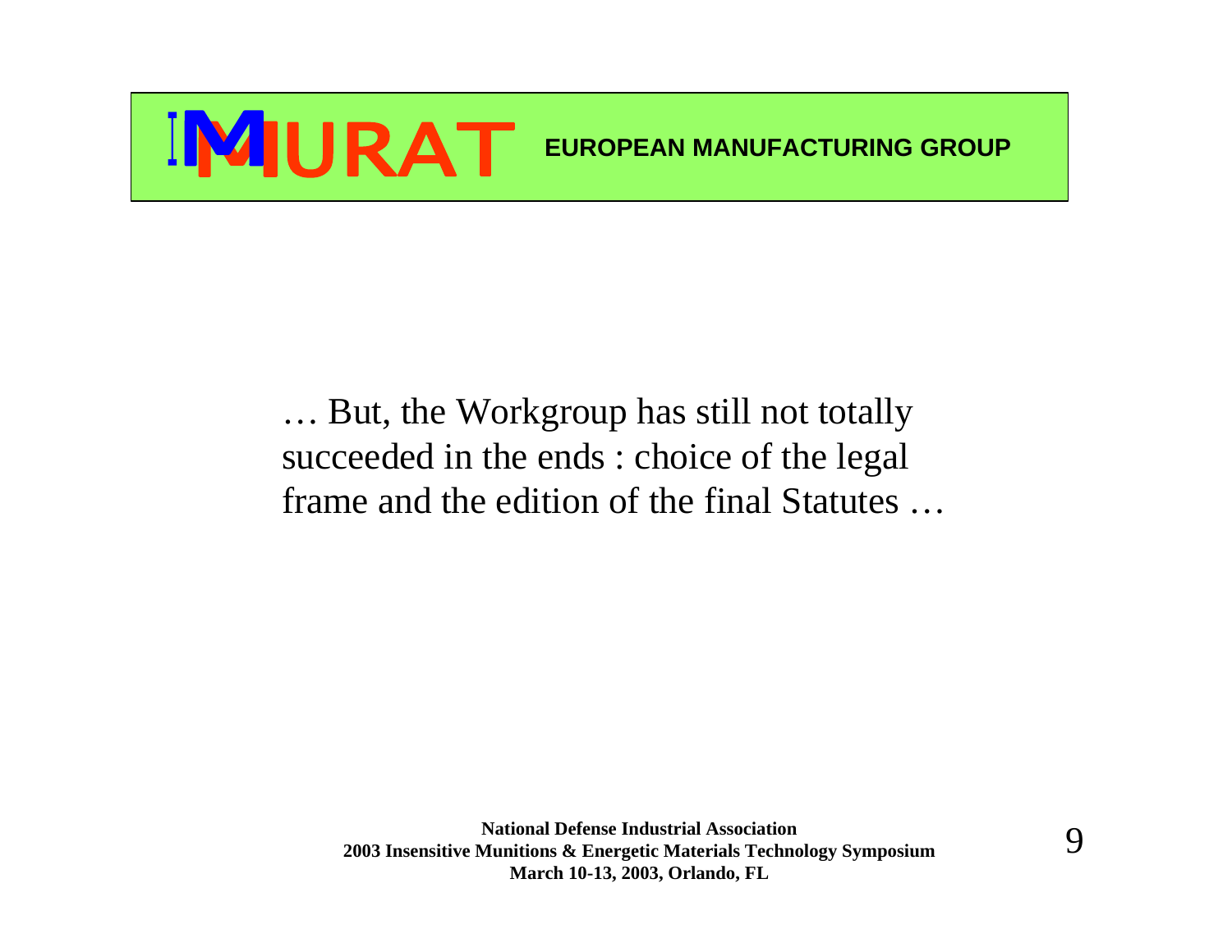# IMURAT EUROPEAN MANUFACTURING GROUP

… But, the Workgroup has still not totally succeeded in the ends : choice of the legal frame and the edition of the final Statutes …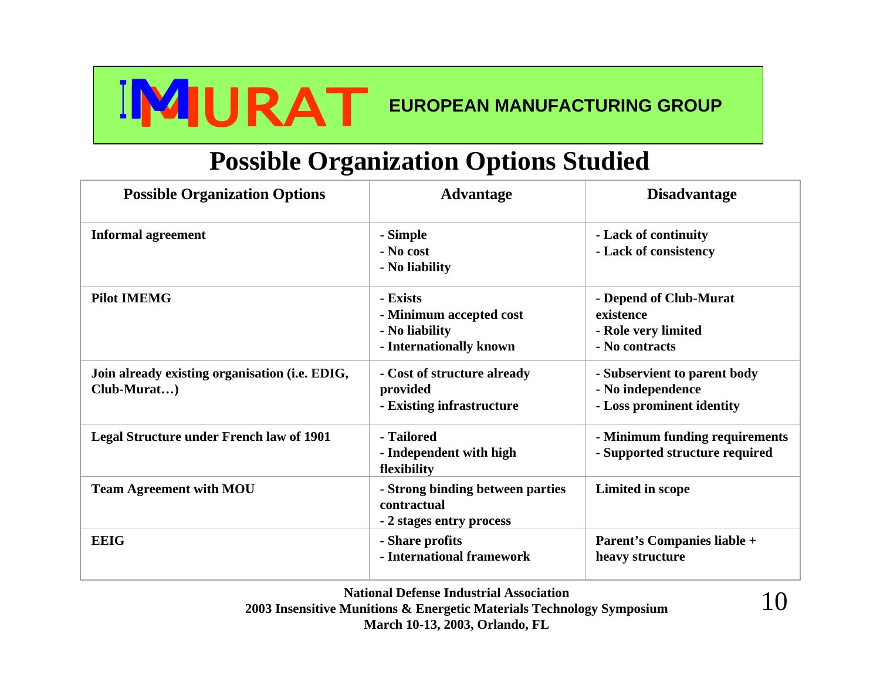IMURAT EUROPEAN MANUFACTURING GROUP

# Possible Organization Options Studied

| Possible Organization Options | Advantage | Disadvantage |
|---|---|---|
| **Informal agreement** | - Simple<br>- No cost<br>- No liability | - Lack of continuity<br>- Lack of consistency |
| **Pilot IMEMG** | - Exists<br>- Minimum accepted cost<br>- No liability<br>- Internationally known | - Depend of Club-Murat existence<br>- Role very limited<br>- No contracts |
| **Join already existing organisation (i.e. EDIG, Club-Murat…)** | - Cost of structure already provided<br>- Existing infrastructure | - Subservient to parent body<br>- No independence<br>- Loss prominent identity |
| **Legal Structure under French law of 1901** | - Tailored<br>- Independent with high flexibility | - Minimum funding requirements<br>- Supported structure required |
| **Team Agreement with MOU** | - Strong binding between parties contractual<br>- 2 stages entry process | Limited in scope |
| **EEIG** | - Share profits<br>- International framework | Parent's Companies liable + heavy structure |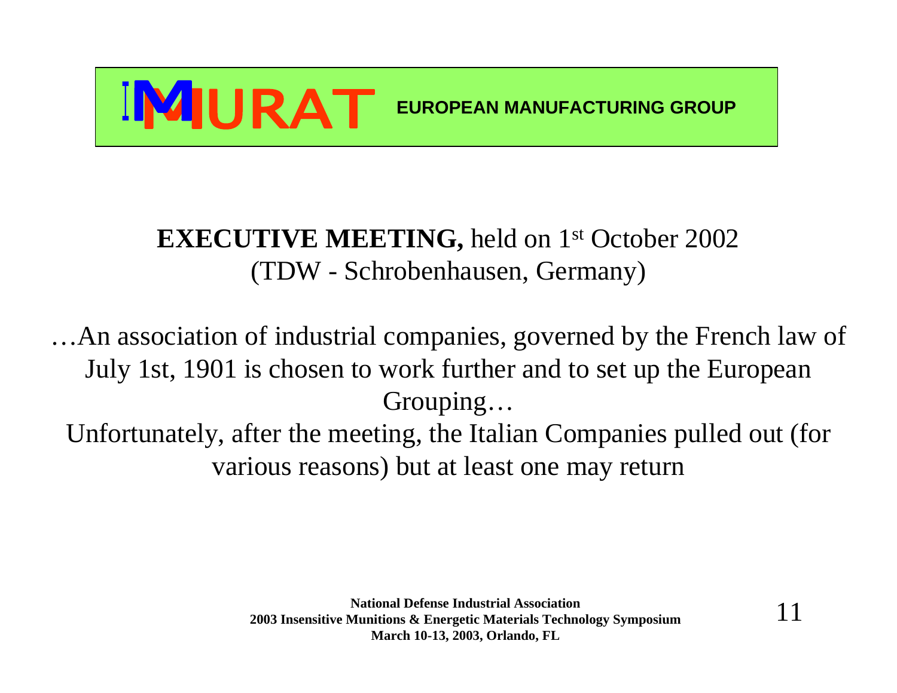**IMURAT** EUROPEAN MANUFACTURING GROUP

**EXECUTIVE MEETING,** held on 1st October 2002
(TDW - Schrobenhausen, Germany)

…An association of industrial companies, governed by the French law of July 1st, 1901 is chosen to work further and to set up the European Grouping…

Unfortunately, after the meeting, the Italian Companies pulled out (for various reasons) but at least one may return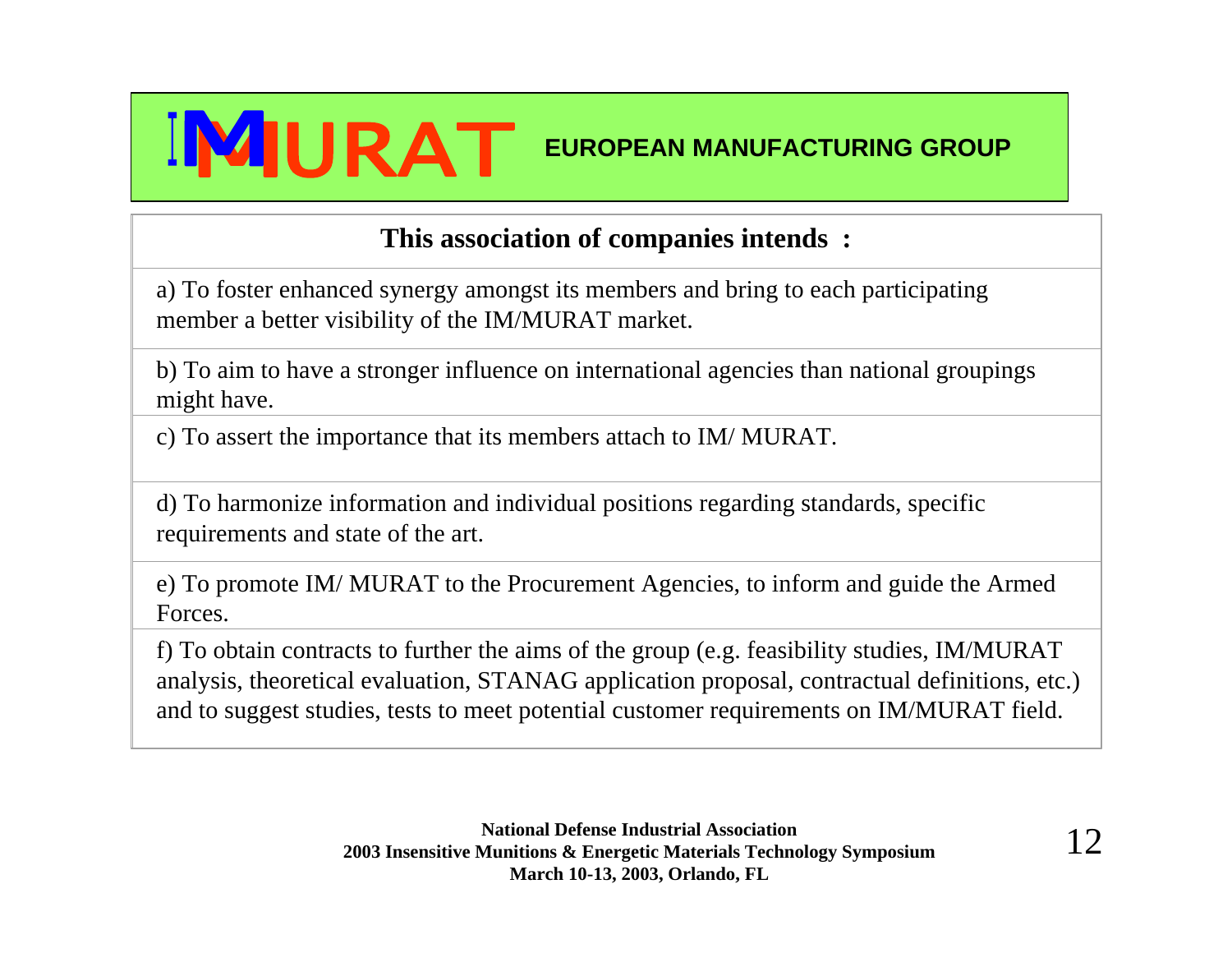# IMMURAT EUROPEAN MANUFACTURING GROUP

**This association of companies intends :**

a) To foster enhanced synergy amongst its members and bring to each participating member a better visibility of the IM/MURAT market.

b) To aim to have a stronger influence on international agencies than national groupings might have.

c) To assert the importance that its members attach to IM/ MURAT.

d) To harmonize information and individual positions regarding standards, specific requirements and state of the art.

e) To promote IM/ MURAT to the Procurement Agencies, to inform and guide the Armed Forces.

f) To obtain contracts to further the aims of the group (e.g. feasibility studies, IM/MURAT analysis, theoretical evaluation, STANAG application proposal, contractual definitions, etc.) and to suggest studies, tests to meet potential customer requirements on IM/MURAT field.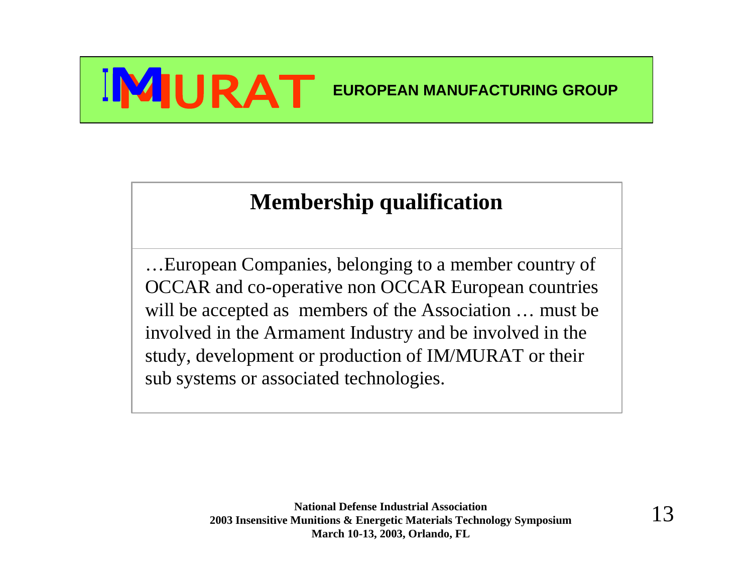IMURAT EUROPEAN MANUFACTURING GROUP

## Membership qualification

…European Companies, belonging to a member country of OCCAR and co-operative non OCCAR European countries will be accepted as members of the Association … must be involved in the Armament Industry and be involved in the study, development or production of IM/MURAT or their sub systems or associated technologies.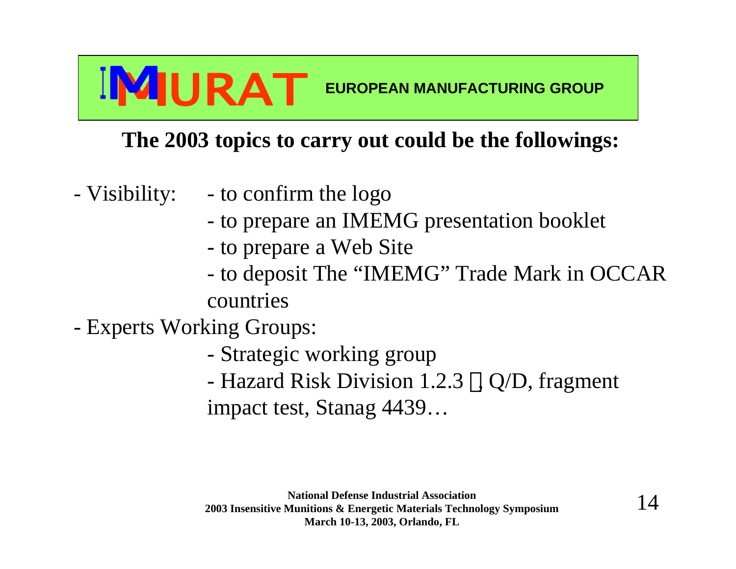IMURAT EUROPEAN MANUFACTURING GROUP

## The 2003 topics to carry out could be the followings:

- Visibility:
  - to confirm the logo
  - to prepare an IMEMG presentation booklet
  - to prepare a Web Site
  - to deposit The "IMEMG" Trade Mark in OCCAR countries
- Experts Working Groups:
  - Strategic working group
  - Hazard Risk Division 1.2.3 , Q/D, fragment impact test, Stanag 4439…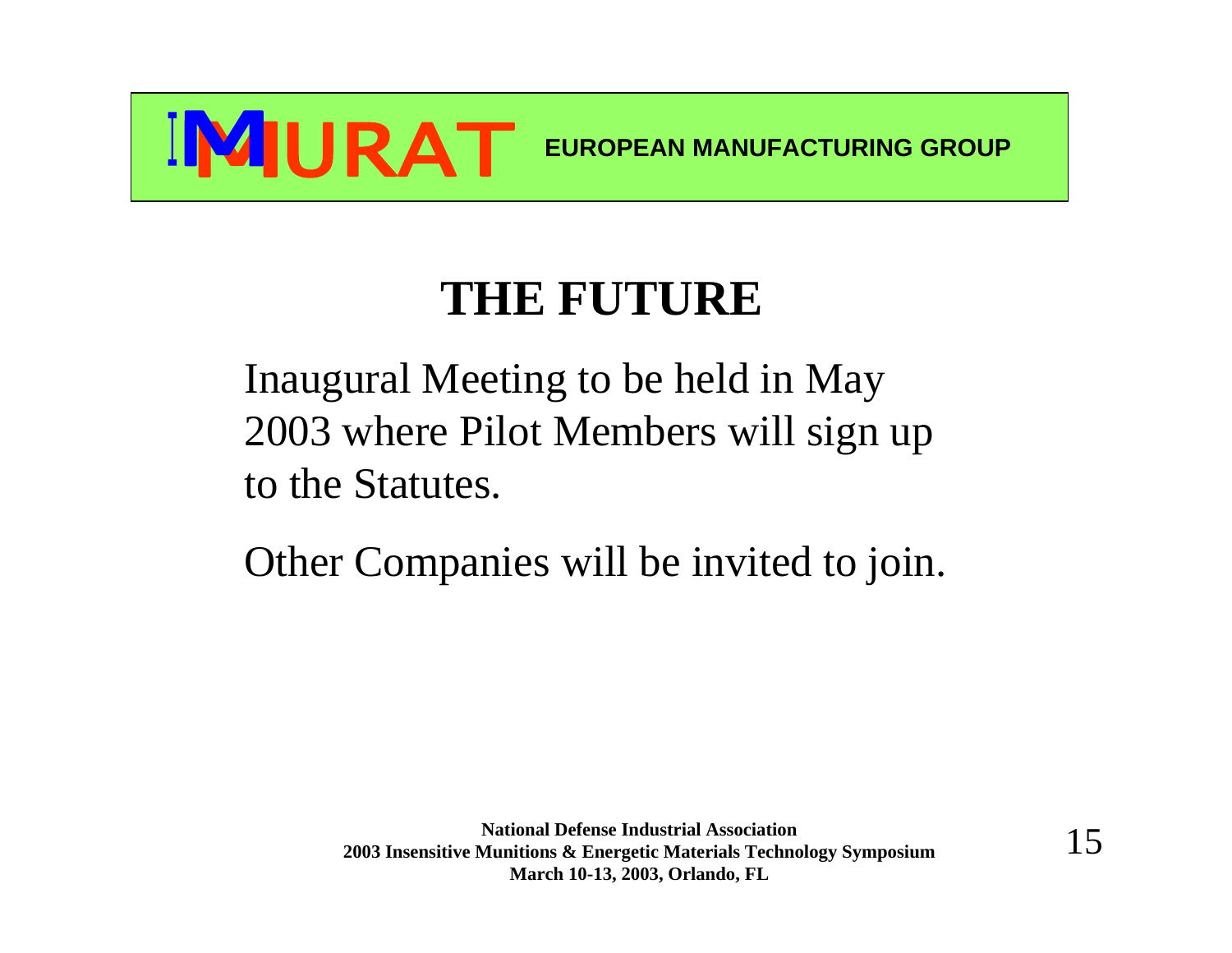IMURAT EUROPEAN MANUFACTURING GROUP

# THE FUTURE

Inaugural Meeting to be held in May 2003 where Pilot Members will sign up to the Statutes.

Other Companies will be invited to join.